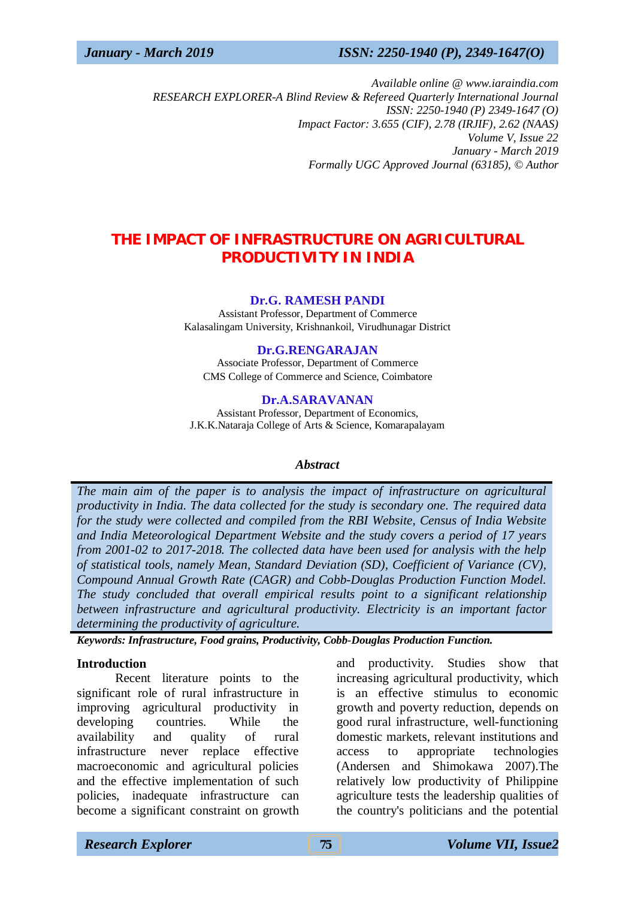Available online @ www.iaraindia.com
RESEARCH EXPLORER-A Blind Review & Refereed Quarterly International Journal
ISSN: 2250-1940 (P) 2349-1647 (O)
Impact Factor: 3.655 (CIF), 2.78 (IRJIF), 2.62 (NAAS)
Volume V, Issue 22
January - March 2019
Formally UGC Approved Journal (63185), © Author

# THE IMPACT OF INFRASTRUCTURE ON AGRICULTURAL PRODUCTIVITY IN INDIA

**Dr.G. RAMESH PANDI**
Assistant Professor, Department of Commerce
Kalasalingam University, Krishnankoil, Virudhunagar District

**Dr.G.RENGARAJAN**
Associate Professor, Department of Commerce
CMS College of Commerce and Science, Coimbatore

**Dr.A.SARAVANAN**
Assistant Professor, Department of Economics,
J.K.K.Nataraja College of Arts & Science, Komarapalayam

## *Abstract*

*The main aim of the paper is to analysis the impact of infrastructure on agricultural productivity in India. The data collected for the study is secondary one. The required data for the study were collected and compiled from the RBI Website, Census of India Website and India Meteorological Department Website and the study covers a period of 17 years from 2001-02 to 2017-2018. The collected data have been used for analysis with the help of statistical tools, namely Mean, Standard Deviation (SD), Coefficient of Variance (CV), Compound Annual Growth Rate (CAGR) and Cobb-Douglas Production Function Model. The study concluded that overall empirical results point to a significant relationship between infrastructure and agricultural productivity. Electricity is an important factor determining the productivity of agriculture.*

***Keywords: Infrastructure, Food grains, Productivity, Cobb-Douglas Production Function.***

## Introduction

Recent literature points to the significant role of rural infrastructure in improving agricultural productivity in developing countries. While the availability and quality of rural infrastructure never replace effective macroeconomic and agricultural policies and the effective implementation of such policies, inadequate infrastructure can become a significant constraint on growth and productivity. Studies show that increasing agricultural productivity, which is an effective stimulus to economic growth and poverty reduction, depends on good rural infrastructure, well-functioning domestic markets, relevant institutions and access to appropriate technologies (Andersen and Shimokawa 2007).The relatively low productivity of Philippine agriculture tests the leadership qualities of the country's politicians and the potential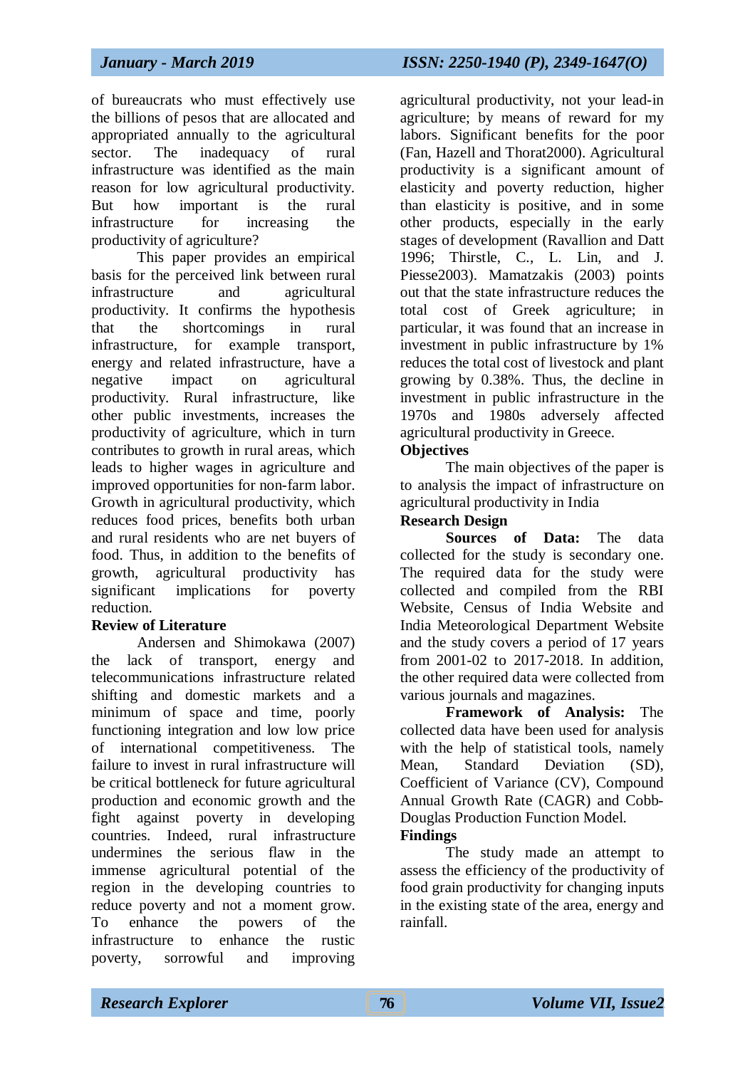of bureaucrats who must effectively use the billions of pesos that are allocated and appropriated annually to the agricultural sector. The inadequacy of rural infrastructure was identified as the main reason for low agricultural productivity. But how important is the rural infrastructure for increasing the productivity of agriculture?

This paper provides an empirical basis for the perceived link between rural infrastructure and agricultural productivity. It confirms the hypothesis that the shortcomings in rural infrastructure, for example transport, energy and related infrastructure, have a negative impact on agricultural productivity. Rural infrastructure, like other public investments, increases the productivity of agriculture, which in turn contributes to growth in rural areas, which leads to higher wages in agriculture and improved opportunities for non-farm labor. Growth in agricultural productivity, which reduces food prices, benefits both urban and rural residents who are net buyers of food. Thus, in addition to the benefits of growth, agricultural productivity has significant implications for poverty reduction.

**Review of Literature**

Andersen and Shimokawa (2007) the lack of transport, energy and telecommunications infrastructure related shifting and domestic markets and a minimum of space and time, poorly functioning integration and low low price of international competitiveness. The failure to invest in rural infrastructure will be critical bottleneck for future agricultural production and economic growth and the fight against poverty in developing countries. Indeed, rural infrastructure undermines the serious flaw in the immense agricultural potential of the region in the developing countries to reduce poverty and not a moment grow. To enhance the powers of the infrastructure to enhance the rustic poverty, sorrowful and improving agricultural productivity, not your lead-in agriculture; by means of reward for my labors. Significant benefits for the poor (Fan, Hazell and Thorat2000). Agricultural productivity is a significant amount of elasticity and poverty reduction, higher than elasticity is positive, and in some other products, especially in the early stages of development (Ravallion and Datt 1996; Thirstle, C., L. Lin, and J. Piesse2003). Mamatzakis (2003) points out that the state infrastructure reduces the total cost of Greek agriculture; in particular, it was found that an increase in investment in public infrastructure by 1% reduces the total cost of livestock and plant growing by 0.38%. Thus, the decline in investment in public infrastructure in the 1970s and 1980s adversely affected agricultural productivity in Greece.

**Objectives**

The main objectives of the paper is to analysis the impact of infrastructure on agricultural productivity in India

**Research Design**

**Sources of Data:** The data collected for the study is secondary one. The required data for the study were collected and compiled from the RBI Website, Census of India Website and India Meteorological Department Website and the study covers a period of 17 years from 2001-02 to 2017-2018. In addition, the other required data were collected from various journals and magazines.

**Framework of Analysis:** The collected data have been used for analysis with the help of statistical tools, namely Mean, Standard Deviation (SD), Coefficient of Variance (CV), Compound Annual Growth Rate (CAGR) and Cobb-Douglas Production Function Model.

**Findings**

The study made an attempt to assess the efficiency of the productivity of food grain productivity for changing inputs in the existing state of the area, energy and rainfall.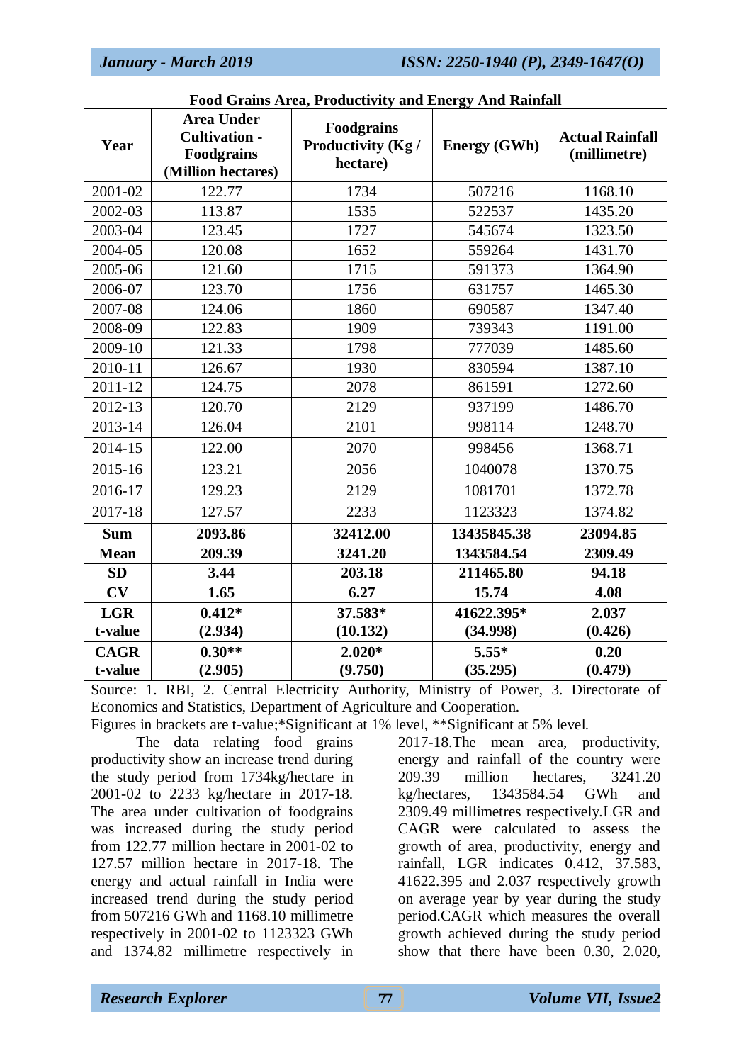**Food Grains Area, Productivity and Energy And Rainfall**

| Year | Area Under Cultivation - Foodgrains (Million hectares) | Foodgrains Productivity (Kg / hectare) | Energy (GWh) | Actual Rainfall (millimetre) |
|---|---|---|---|---|
| 2001-02 | 122.77 | 1734 | 507216 | 1168.10 |
| 2002-03 | 113.87 | 1535 | 522537 | 1435.20 |
| 2003-04 | 123.45 | 1727 | 545674 | 1323.50 |
| 2004-05 | 120.08 | 1652 | 559264 | 1431.70 |
| 2005-06 | 121.60 | 1715 | 591373 | 1364.90 |
| 2006-07 | 123.70 | 1756 | 631757 | 1465.30 |
| 2007-08 | 124.06 | 1860 | 690587 | 1347.40 |
| 2008-09 | 122.83 | 1909 | 739343 | 1191.00 |
| 2009-10 | 121.33 | 1798 | 777039 | 1485.60 |
| 2010-11 | 126.67 | 1930 | 830594 | 1387.10 |
| 2011-12 | 124.75 | 2078 | 861591 | 1272.60 |
| 2012-13 | 120.70 | 2129 | 937199 | 1486.70 |
| 2013-14 | 126.04 | 2101 | 998114 | 1248.70 |
| 2014-15 | 122.00 | 2070 | 998456 | 1368.71 |
| 2015-16 | 123.21 | 2056 | 1040078 | 1370.75 |
| 2016-17 | 129.23 | 2129 | 1081701 | 1372.78 |
| 2017-18 | 127.57 | 2233 | 1123323 | 1374.82 |
| **Sum** | **2093.86** | **32412.00** | **13435845.38** | **23094.85** |
| **Mean** | **209.39** | **3241.20** | **1343584.54** | **2309.49** |
| **SD** | **3.44** | **203.18** | **211465.80** | **94.18** |
| **CV** | **1.65** | **6.27** | **15.74** | **4.08** |
| **LGR t-value** | **0.412* (2.934)** | **37.583* (10.132)** | **41622.395* (34.998)** | **2.037 (0.426)** |
| **CAGR t-value** | **0.30** (2.905)** | **2.020* (9.750)** | **5.55* (35.295)** | **0.20 (0.479)** |

Source: 1. RBI, 2. Central Electricity Authority, Ministry of Power, 3. Directorate of Economics and Statistics, Department of Agriculture and Cooperation.

Figures in brackets are t-value;*Significant at 1% level, **Significant at 5% level.

The data relating food grains productivity show an increase trend during the study period from 1734kg/hectare in 2001-02 to 2233 kg/hectare in 2017-18. The area under cultivation of foodgrains was increased during the study period from 122.77 million hectare in 2001-02 to 127.57 million hectare in 2017-18. The energy and actual rainfall in India were increased trend during the study period from 507216 GWh and 1168.10 millimetre respectively in 2001-02 to 1123323 GWh and 1374.82 millimetre respectively in 2017-18.The mean area, productivity, energy and rainfall of the country were 209.39 million hectares, 3241.20 kg/hectares, 1343584.54 GWh and 2309.49 millimetres respectively.LGR and CAGR were calculated to assess the growth of area, productivity, energy and rainfall, LGR indicates 0.412, 37.583, 41622.395 and 2.037 respectively growth on average year by year during the study period.CAGR which measures the overall growth achieved during the study period show that there have been 0.30, 2.020,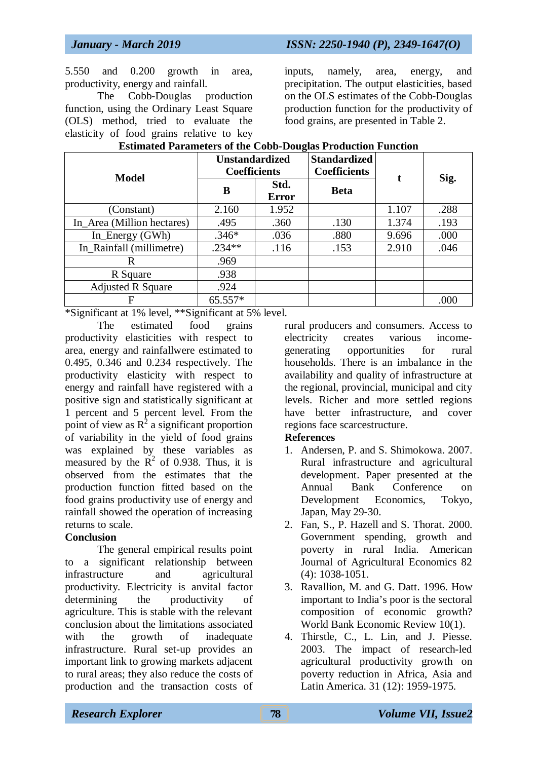5.550 and 0.200 growth in area, productivity, energy and rainfall.

The Cobb-Douglas production function, using the Ordinary Least Square (OLS) method, tried to evaluate the elasticity of food grains relative to key inputs, namely, area, energy, and precipitation. The output elasticities, based on the OLS estimates of the Cobb-Douglas production function for the productivity of food grains, are presented in Table 2.

**Estimated Parameters of the Cobb-Douglas Production Function**

| Model | Unstandardized Coefficients | | Standardized Coefficients | t | Sig. |
|---|---|---|---|---|---|
| | B | Std. Error | Beta | | |
| (Constant) | 2.160 | 1.952 | | 1.107 | .288 |
| In_Area (Million hectares) | .495 | .360 | .130 | 1.374 | .193 |
| In_Energy (GWh) | .346* | .036 | .880 | 9.696 | .000 |
| In_Rainfall (millimetre) | .234** | .116 | .153 | 2.910 | .046 |
| R | .969 | | | | |
| R Square | .938 | | | | |
| Adjusted R Square | .924 | | | | |
| F | 65.557* | | | | .000 |

*Significant at 1% level, **Significant at 5% level.

The estimated food grains productivity elasticities with respect to area, energy and rainfallwere estimated to 0.495, 0.346 and 0.234 respectively. The productivity elasticity with respect to energy and rainfall have registered with a positive sign and statistically significant at 1 percent and 5 percent level. From the point of view as $R^2$ a significant proportion of variability in the yield of food grains was explained by these variables as measured by the $R^2$ of 0.938. Thus, it is observed from the estimates that the production function fitted based on the food grains productivity use of energy and rainfall showed the operation of increasing returns to scale.

## Conclusion

The general empirical results point to a significant relationship between infrastructure and agricultural productivity. Electricity is anvital factor determining the productivity of agriculture. This is stable with the relevant conclusion about the limitations associated with the growth of inadequate infrastructure. Rural set-up provides an important link to growing markets adjacent to rural areas; they also reduce the costs of production and the transaction costs of rural producers and consumers. Access to electricity creates various income-generating opportunities for rural households. There is an imbalance in the availability and quality of infrastructure at the regional, provincial, municipal and city levels. Richer and more settled regions have better infrastructure, and cover regions face scarcestructure.

## References

1. Andersen, P. and S. Shimokowa. 2007. Rural infrastructure and agricultural development. Paper presented at the Annual Bank Conference on Development Economics, Tokyo, Japan, May 29-30.
2. Fan, S., P. Hazell and S. Thorat. 2000. Government spending, growth and poverty in rural India. American Journal of Agricultural Economics 82 (4): 1038-1051.
3. Ravallion, M. and G. Datt. 1996. How important to India's poor is the sectoral composition of economic growth? World Bank Economic Review 10(1).
4. Thirstle, C., L. Lin, and J. Piesse. 2003. The impact of research-led agricultural productivity growth on poverty reduction in Africa, Asia and Latin America. 31 (12): 1959-1975.